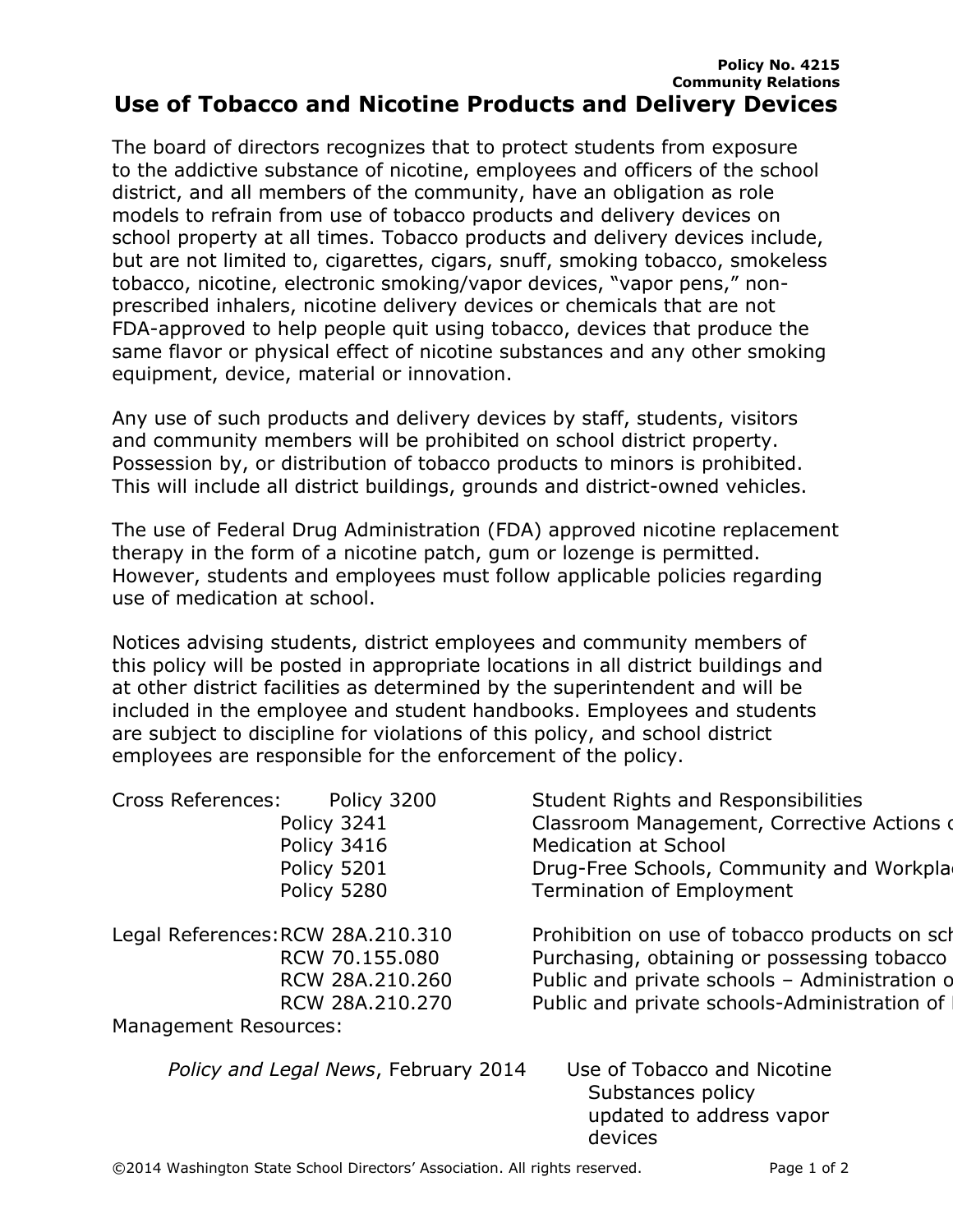**Policy No. 4215**
**Community Relations**

# Use of Tobacco and Nicotine Products and Delivery Devices

The board of directors recognizes that to protect students from exposure to the addictive substance of nicotine, employees and officers of the school district, and all members of the community, have an obligation as role models to refrain from use of tobacco products and delivery devices on school property at all times. Tobacco products and delivery devices include, but are not limited to, cigarettes, cigars, snuff, smoking tobacco, smokeless tobacco, nicotine, electronic smoking/vapor devices, "vapor pens," non-prescribed inhalers, nicotine delivery devices or chemicals that are not FDA-approved to help people quit using tobacco, devices that produce the same flavor or physical effect of nicotine substances and any other smoking equipment, device, material or innovation.

Any use of such products and delivery devices by staff, students, visitors and community members will be prohibited on school district property. Possession by, or distribution of tobacco products to minors is prohibited. This will include all district buildings, grounds and district-owned vehicles.

The use of Federal Drug Administration (FDA) approved nicotine replacement therapy in the form of a nicotine patch, gum or lozenge is permitted. However, students and employees must follow applicable policies regarding use of medication at school.

Notices advising students, district employees and community members of this policy will be posted in appropriate locations in all district buildings and at other district facilities as determined by the superintendent and will be included in the employee and student handbooks. Employees and students are subject to discipline for violations of this policy, and school district employees are responsible for the enforcement of the policy.

| | | |
|---|---|---|
| Cross References: | Policy 3200 | Student Rights and Responsibilities |
| | Policy 3241 | Classroom Management, Corrective Actions o |
| | Policy 3416 | Medication at School |
| | Policy 5201 | Drug-Free Schools, Community and Workpla |
| | Policy 5280 | Termination of Employment |
| Legal References: | RCW 28A.210.310 | Prohibition on use of tobacco products on sch |
| | RCW 70.155.080 | Purchasing, obtaining or possessing tobacco |
| | RCW 28A.210.260 | Public and private schools – Administration o |
| | RCW 28A.210.270 | Public and private schools-Administration of |

Management Resources:

| | |
|---|---|
| *Policy and Legal News*, February 2014 | Use of Tobacco and Nicotine Substances policy updated to address vapor devices |

©2014 Washington State School Directors' Association. All rights reserved.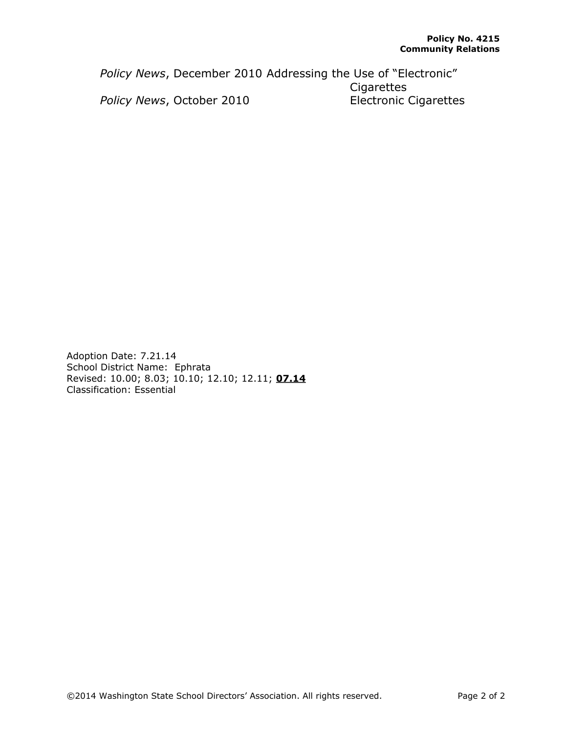*Policy News*, December 2010 Addressing the Use of "Electronic" Cigarettes

*Policy News*, October 2010 Electronic Cigarettes

Adoption Date: 7.21.14
School District Name: Ephrata
Revised: 10.00; 8.03; 10.10; 12.10; 12.11; **07.14**
Classification: Essential